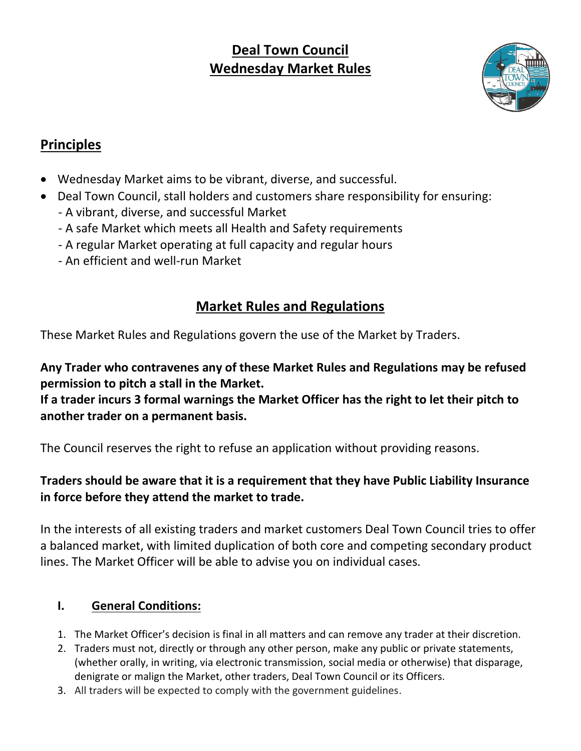# Deal Town Council
# Wednesday Market Rules

## Principles

- Wednesday Market aims to be vibrant, diverse, and successful.
- Deal Town Council, stall holders and customers share responsibility for ensuring:
  - A vibrant, diverse, and successful Market
  - A safe Market which meets all Health and Safety requirements
  - A regular Market operating at full capacity and regular hours
  - An efficient and well-run Market

## Market Rules and Regulations

These Market Rules and Regulations govern the use of the Market by Traders.

**Any Trader who contravenes any of these Market Rules and Regulations may be refused permission to pitch a stall in the Market.**
**If a trader incurs 3 formal warnings the Market Officer has the right to let their pitch to another trader on a permanent basis.**

The Council reserves the right to refuse an application without providing reasons.

**Traders should be aware that it is a requirement that they have Public Liability Insurance in force before they attend the market to trade.**

In the interests of all existing traders and market customers Deal Town Council tries to offer a balanced market, with limited duplication of both core and competing secondary product lines. The Market Officer will be able to advise you on individual cases.

### I. General Conditions:

1. The Market Officer's decision is final in all matters and can remove any trader at their discretion.
2. Traders must not, directly or through any other person, make any public or private statements, (whether orally, in writing, via electronic transmission, social media or otherwise) that disparage, denigrate or malign the Market, other traders, Deal Town Council or its Officers.
3. All traders will be expected to comply with the government guidelines.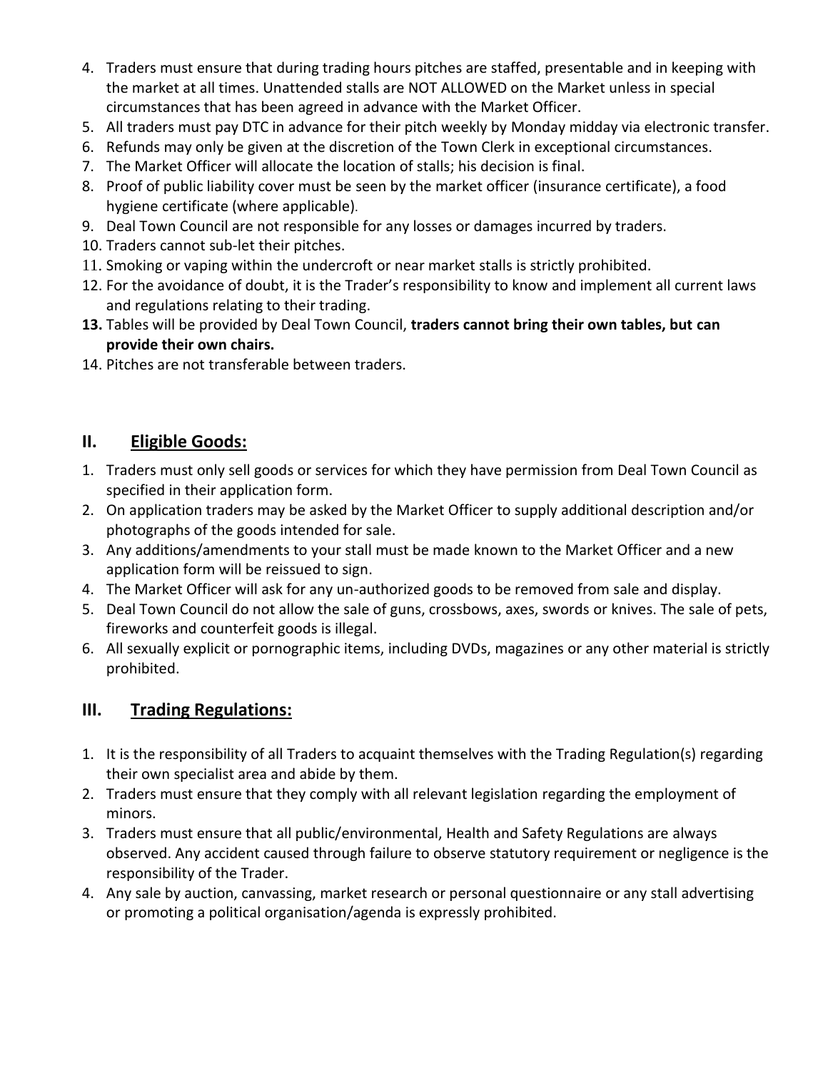4. Traders must ensure that during trading hours pitches are staffed, presentable and in keeping with the market at all times. Unattended stalls are NOT ALLOWED on the Market unless in special circumstances that has been agreed in advance with the Market Officer.
5. All traders must pay DTC in advance for their pitch weekly by Monday midday via electronic transfer.
6. Refunds may only be given at the discretion of the Town Clerk in exceptional circumstances.
7. The Market Officer will allocate the location of stalls; his decision is final.
8. Proof of public liability cover must be seen by the market officer (insurance certificate), a food hygiene certificate (where applicable).
9. Deal Town Council are not responsible for any losses or damages incurred by traders.
10. Traders cannot sub-let their pitches.
11. Smoking or vaping within the undercroft or near market stalls is strictly prohibited.
12. For the avoidance of doubt, it is the Trader's responsibility to know and implement all current laws and regulations relating to their trading.
13. Tables will be provided by Deal Town Council, **traders cannot bring their own tables, but can provide their own chairs.**
14. Pitches are not transferable between traders.

## II. Eligible Goods:

1. Traders must only sell goods or services for which they have permission from Deal Town Council as specified in their application form.
2. On application traders may be asked by the Market Officer to supply additional description and/or photographs of the goods intended for sale.
3. Any additions/amendments to your stall must be made known to the Market Officer and a new application form will be reissued to sign.
4. The Market Officer will ask for any un-authorized goods to be removed from sale and display.
5. Deal Town Council do not allow the sale of guns, crossbows, axes, swords or knives. The sale of pets, fireworks and counterfeit goods is illegal.
6. All sexually explicit or pornographic items, including DVDs, magazines or any other material is strictly prohibited.

## III. Trading Regulations:

1. It is the responsibility of all Traders to acquaint themselves with the Trading Regulation(s) regarding their own specialist area and abide by them.
2. Traders must ensure that they comply with all relevant legislation regarding the employment of minors.
3. Traders must ensure that all public/environmental, Health and Safety Regulations are always observed. Any accident caused through failure to observe statutory requirement or negligence is the responsibility of the Trader.
4. Any sale by auction, canvassing, market research or personal questionnaire or any stall advertising or promoting a political organisation/agenda is expressly prohibited.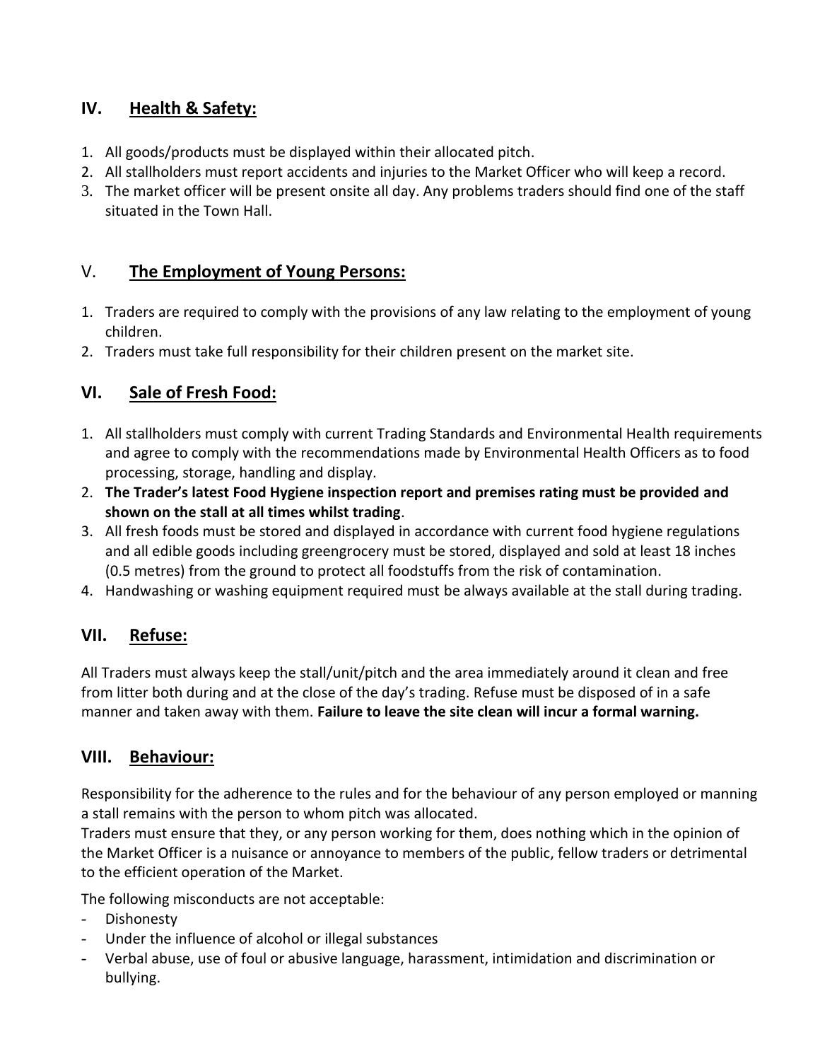## IV. Health & Safety:

1. All goods/products must be displayed within their allocated pitch.
2. All stallholders must report accidents and injuries to the Market Officer who will keep a record.
3. The market officer will be present onsite all day. Any problems traders should find one of the staff situated in the Town Hall.

## V. The Employment of Young Persons:

1. Traders are required to comply with the provisions of any law relating to the employment of young children.
2. Traders must take full responsibility for their children present on the market site.

## VI. Sale of Fresh Food:

1. All stallholders must comply with current Trading Standards and Environmental Health requirements and agree to comply with the recommendations made by Environmental Health Officers as to food processing, storage, handling and display.
2. **The Trader's latest Food Hygiene inspection report and premises rating must be provided and shown on the stall at all times whilst trading**.
3. All fresh foods must be stored and displayed in accordance with current food hygiene regulations and all edible goods including greengrocery must be stored, displayed and sold at least 18 inches (0.5 metres) from the ground to protect all foodstuffs from the risk of contamination.
4. Handwashing or washing equipment required must be always available at the stall during trading.

## VII. Refuse:

All Traders must always keep the stall/unit/pitch and the area immediately around it clean and free from litter both during and at the close of the day's trading. Refuse must be disposed of in a safe manner and taken away with them. **Failure to leave the site clean will incur a formal warning.**

## VIII. Behaviour:

Responsibility for the adherence to the rules and for the behaviour of any person employed or manning a stall remains with the person to whom pitch was allocated.

Traders must ensure that they, or any person working for them, does nothing which in the opinion of the Market Officer is a nuisance or annoyance to members of the public, fellow traders or detrimental to the efficient operation of the Market.

The following misconducts are not acceptable:

- Dishonesty
- Under the influence of alcohol or illegal substances
- Verbal abuse, use of foul or abusive language, harassment, intimidation and discrimination or bullying.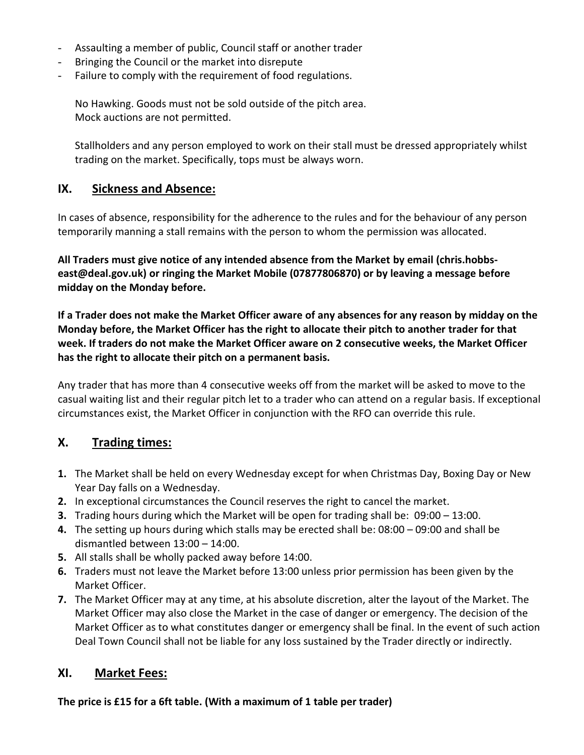- Assaulting a member of public, Council staff or another trader
- Bringing the Council or the market into disrepute
- Failure to comply with the requirement of food regulations.

No Hawking. Goods must not be sold outside of the pitch area.
Mock auctions are not permitted.

Stallholders and any person employed to work on their stall must be dressed appropriately whilst trading on the market. Specifically, tops must be always worn.

## IX. Sickness and Absence:

In cases of absence, responsibility for the adherence to the rules and for the behaviour of any person temporarily manning a stall remains with the person to whom the permission was allocated.

**All Traders must give notice of any intended absence from the Market by email (chris.hobbs-east@deal.gov.uk) or ringing the Market Mobile (07877806870) or by leaving a message before midday on the Monday before.**

**If a Trader does not make the Market Officer aware of any absences for any reason by midday on the Monday before, the Market Officer has the right to allocate their pitch to another trader for that week. If traders do not make the Market Officer aware on 2 consecutive weeks, the Market Officer has the right to allocate their pitch on a permanent basis.**

Any trader that has more than 4 consecutive weeks off from the market will be asked to move to the casual waiting list and their regular pitch let to a trader who can attend on a regular basis. If exceptional circumstances exist, the Market Officer in conjunction with the RFO can override this rule.

## X. Trading times:

1. The Market shall be held on every Wednesday except for when Christmas Day, Boxing Day or New Year Day falls on a Wednesday.
2. In exceptional circumstances the Council reserves the right to cancel the market.
3. Trading hours during which the Market will be open for trading shall be: 09:00 – 13:00.
4. The setting up hours during which stalls may be erected shall be: 08:00 – 09:00 and shall be dismantled between 13:00 – 14:00.
5. All stalls shall be wholly packed away before 14:00.
6. Traders must not leave the Market before 13:00 unless prior permission has been given by the Market Officer.
7. The Market Officer may at any time, at his absolute discretion, alter the layout of the Market. The Market Officer may also close the Market in the case of danger or emergency. The decision of the Market Officer as to what constitutes danger or emergency shall be final. In the event of such action Deal Town Council shall not be liable for any loss sustained by the Trader directly or indirectly.

## XI. Market Fees:

**The price is £15 for a 6ft table. (With a maximum of 1 table per trader)**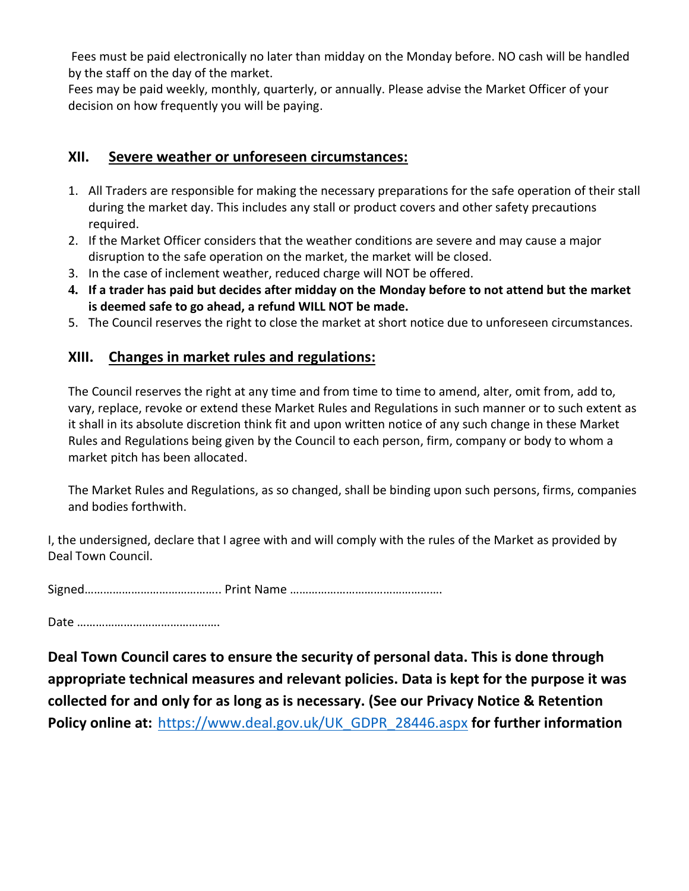Fees must be paid electronically no later than midday on the Monday before. NO cash will be handled by the staff on the day of the market.
Fees may be paid weekly, monthly, quarterly, or annually. Please advise the Market Officer of your decision on how frequently you will be paying.

## XII. Severe weather or unforeseen circumstances:

1. All Traders are responsible for making the necessary preparations for the safe operation of their stall during the market day. This includes any stall or product covers and other safety precautions required.
2. If the Market Officer considers that the weather conditions are severe and may cause a major disruption to the safe operation on the market, the market will be closed.
3. In the case of inclement weather, reduced charge will NOT be offered.
4. **If a trader has paid but decides after midday on the Monday before to not attend but the market is deemed safe to go ahead, a refund WILL NOT be made.**
5. The Council reserves the right to close the market at short notice due to unforeseen circumstances.

## XIII. Changes in market rules and regulations:

The Council reserves the right at any time and from time to time to amend, alter, omit from, add to, vary, replace, revoke or extend these Market Rules and Regulations in such manner or to such extent as it shall in its absolute discretion think fit and upon written notice of any such change in these Market Rules and Regulations being given by the Council to each person, firm, company or body to whom a market pitch has been allocated.

The Market Rules and Regulations, as so changed, shall be binding upon such persons, firms, companies and bodies forthwith.

I, the undersigned, declare that I agree with and will comply with the rules of the Market as provided by Deal Town Council.

Signed…………………………………….. Print Name ………………………………………….

Date ……………………………………….

**Deal Town Council cares to ensure the security of personal data. This is done through appropriate technical measures and relevant policies. Data is kept for the purpose it was collected for and only for as long as is necessary. (See our Privacy Notice & Retention Policy online at:** https://www.deal.gov.uk/UK_GDPR_28446.aspx **for further information**